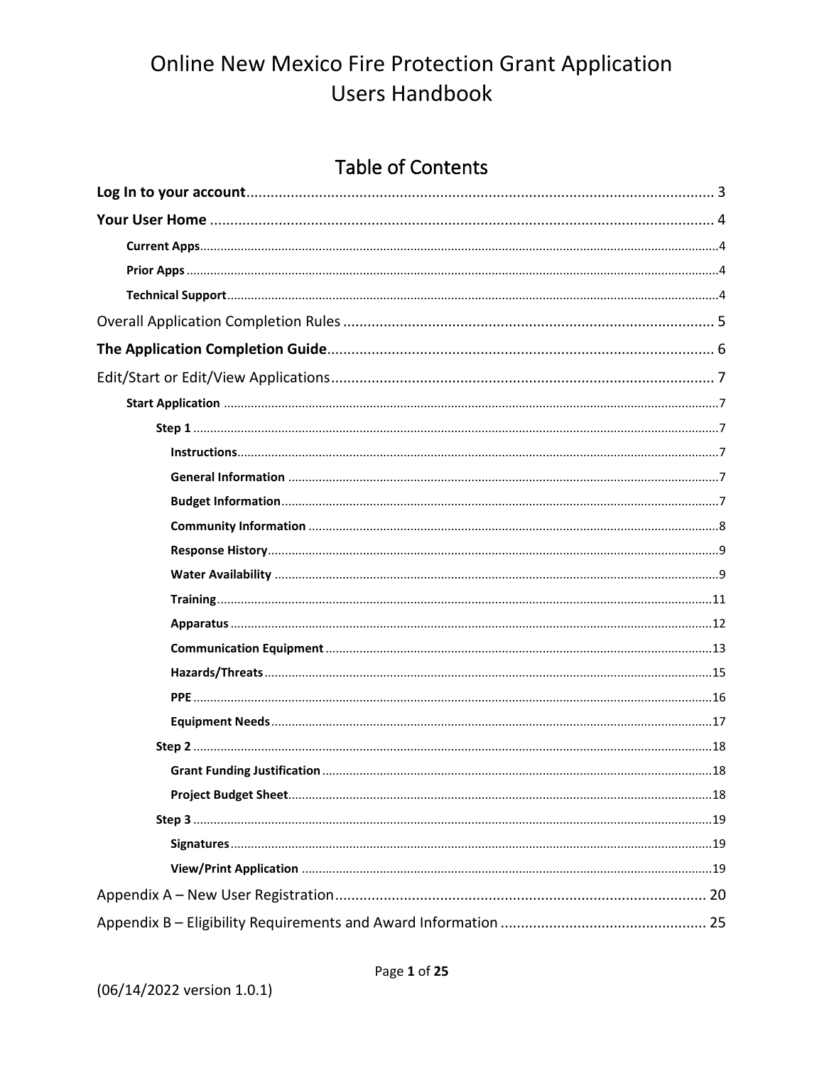# Online New Mexico Fire Protection Grant Application Users Handbook

## Table of Contents

**Log In to your account** ... 3

**Your User Home** ... 4

- **Current Apps** ... 4
- **Prior Apps** ... 4
- **Technical Support** ... 4

Overall Application Completion Rules ... 5

**The Application Completion Guide** ... 6

Edit/Start or Edit/View Applications ... 7

- **Start Application** ... 7
  - **Step 1** ... 7
    - **Instructions** ... 7
    - **General Information** ... 7
    - **Budget Information** ... 7
    - **Community Information** ... 8
    - **Response History** ... 9
    - **Water Availability** ... 9
    - **Training** ... 11
    - **Apparatus** ... 12
    - **Communication Equipment** ... 13
    - **Hazards/Threats** ... 15
    - **PPE** ... 16
    - **Equipment Needs** ... 17
  - **Step 2** ... 18
    - **Grant Funding Justification** ... 18
    - **Project Budget Sheet** ... 18
  - **Step 3** ... 19
    - **Signatures** ... 19
    - **View/Print Application** ... 19

Appendix A – New User Registration ... 20

Appendix B – Eligibility Requirements and Award Information ... 25

(06/14/2022 version 1.0.1)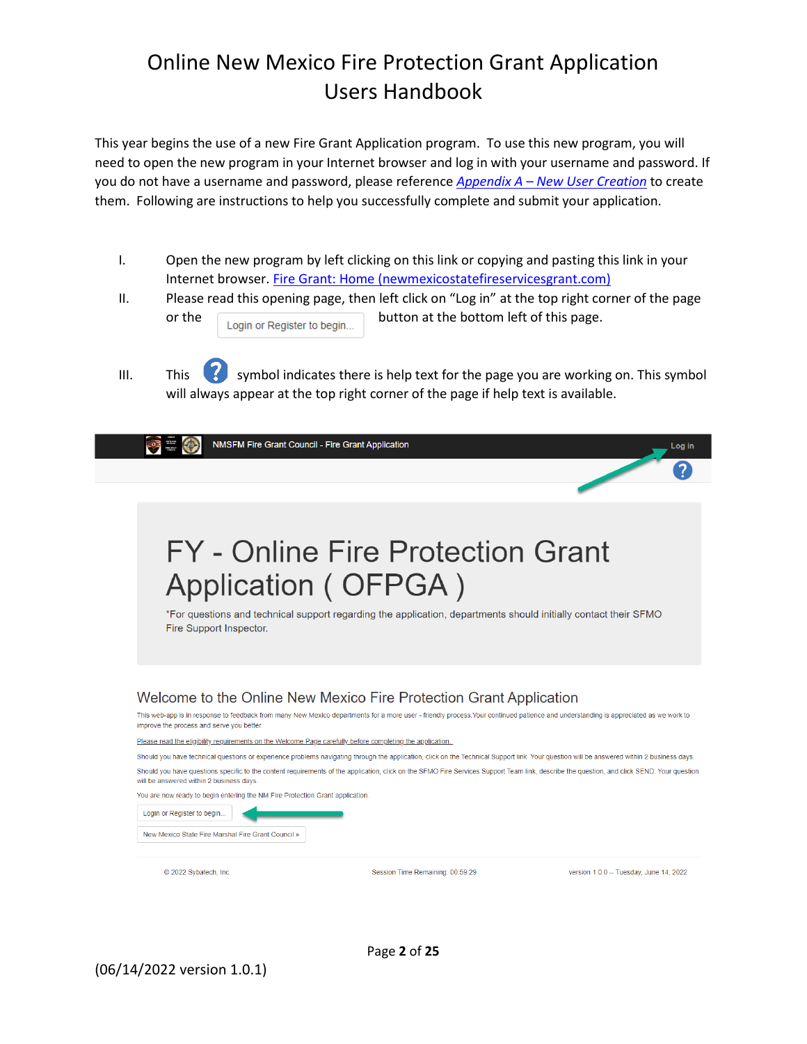# Online New Mexico Fire Protection Grant Application Users Handbook

This year begins the use of a new Fire Grant Application program. To use this new program, you will need to open the new program in your Internet browser and log in with your username and password. If you do not have a username and password, please reference *Appendix A – New User Creation* to create them. Following are instructions to help you successfully complete and submit your application.

I. Open the new program by left clicking on this link or copying and pasting this link in your Internet browser. Fire Grant: Home (newmexicostatefireservicesgrant.com)

II. Please read this opening page, then left click on "Log in" at the top right corner of the page or the "Login or Register to begin..." button at the bottom left of this page.

III. This ? symbol indicates there is help text for the page you are working on. This symbol will always appear at the top right corner of the page if help text is available.

NMSFM Fire Grant Council - Fire Grant Application | Log in

## FY - Online Fire Protection Grant Application ( OFPGA )

*For questions and technical support regarding the application, departments should initially contact their SFMO Fire Support Inspector.

### Welcome to the Online New Mexico Fire Protection Grant Application

This web-app is in response to feedback from many New Mexico departments for a more user - friendly process.Your continued patience and understanding is appreciated as we work to improve the process and serve you better.

Please read the eligibility requirements on the Welcome Page carefully before completing the application.

Should you have technical questions or experience problems navigating through the application, click on the Technical Support link. Your question will be answered within 2 business days.

Should you have questions specific to the content requirements of the application, click on the SFMO Fire Services Support Team link, describe the question, and click SEND. Your question will be answered within 2 business days.

You are now ready to begin entering the NM Fire Protection Grant application.

Login or Register to begin...

New Mexico State Fire Marshal Fire Grant Council »

© 2022 Sybatech, Inc. | Session Time Remaining: 00:59:29 | version 1.0.0 -- Tuesday, June 14, 2022

(06/14/2022 version 1.0.1)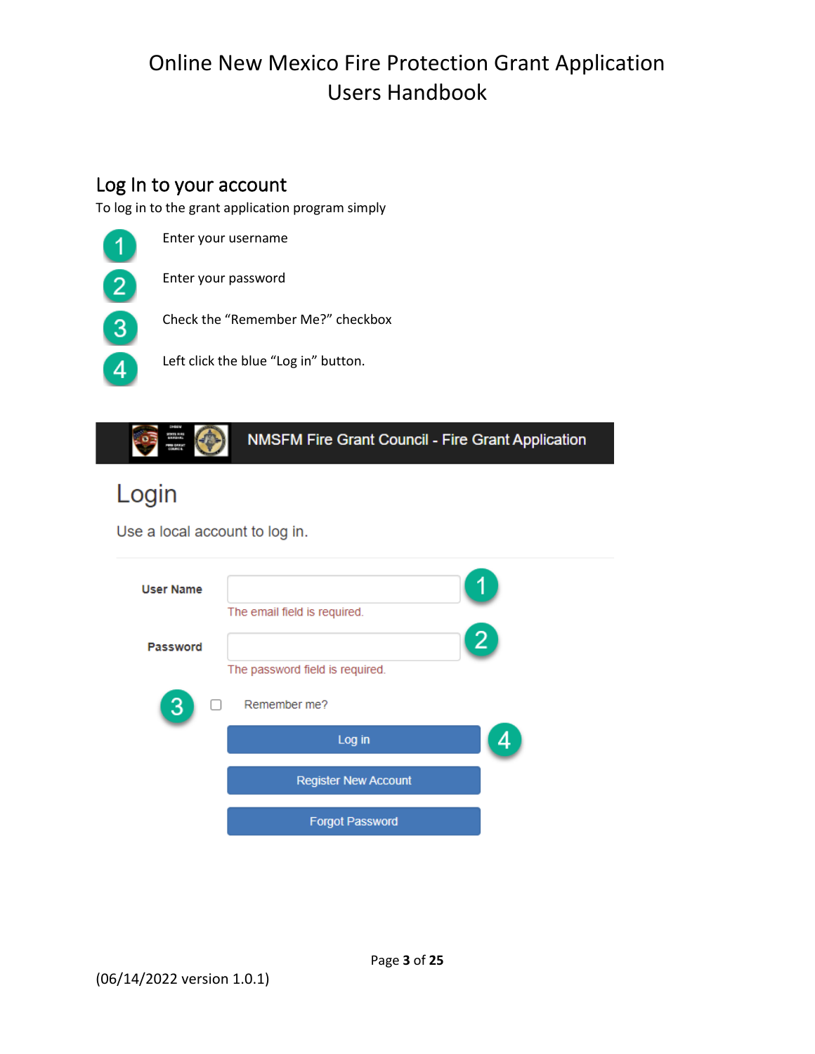# Online New Mexico Fire Protection Grant Application Users Handbook

## Log In to your account

To log in to the grant application program simply

1. Enter your username
2. Enter your password
3. Check the “Remember Me?” checkbox
4. Left click the blue “Log in” button.

NMSFM Fire Grant Council - Fire Grant Application

Login

Use a local account to log in.

User Name (1)

The email field is required.

Password (2)

The password field is required.

(3) Remember me?

Log in (4)

Register New Account

Forgot Password

(06/14/2022 version 1.0.1)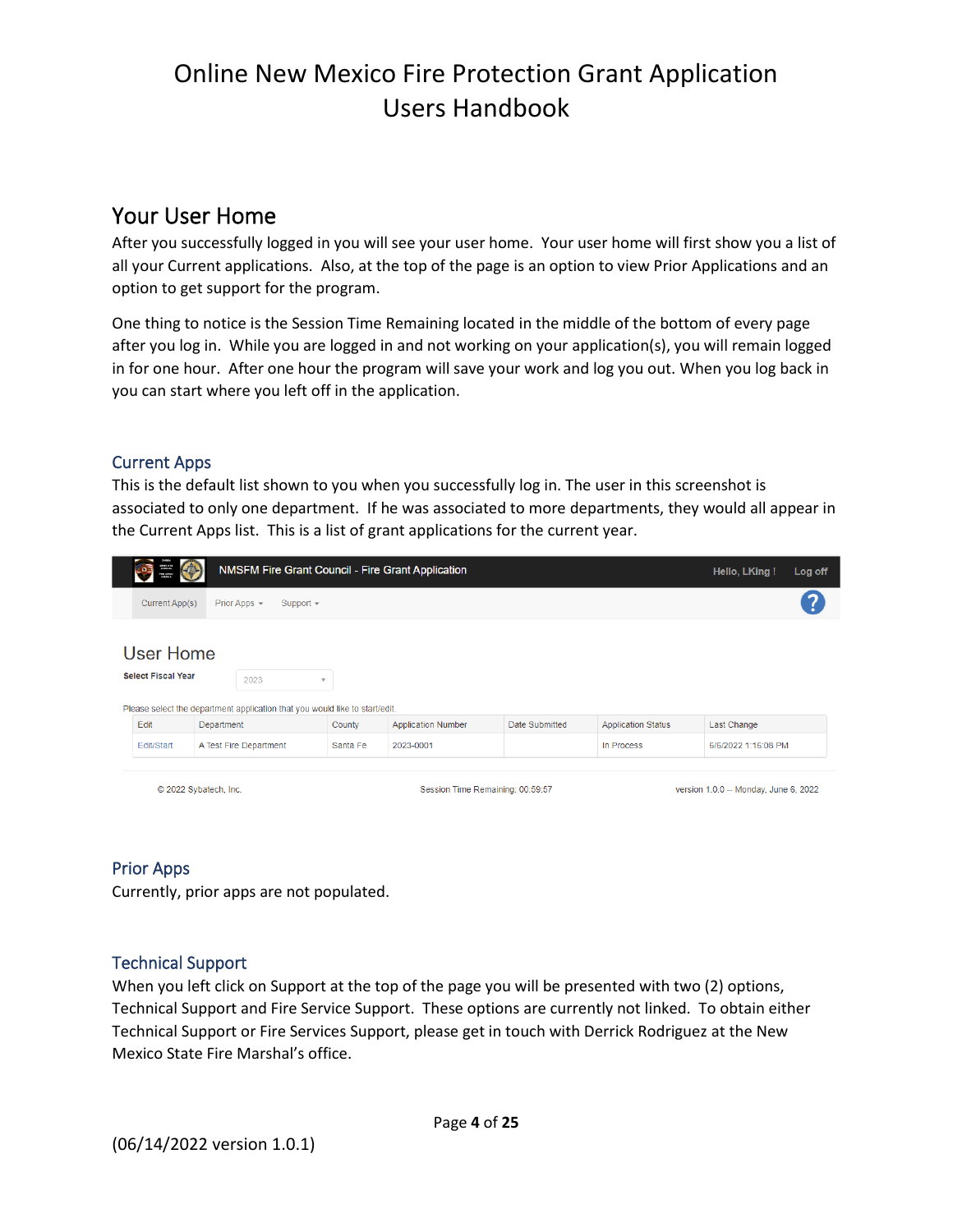## Your User Home

After you successfully logged in you will see your user home. Your user home will first show you a list of all your Current applications. Also, at the top of the page is an option to view Prior Applications and an option to get support for the program.

One thing to notice is the Session Time Remaining located in the middle of the bottom of every page after you log in. While you are logged in and not working on your application(s), you will remain logged in for one hour. After one hour the program will save your work and log you out. When you log back in you can start where you left off in the application.

### Current Apps

This is the default list shown to you when you successfully log in. The user in this screenshot is associated to only one department. If he was associated to more departments, they would all appear in the Current Apps list. This is a list of grant applications for the current year.

NMSFM Fire Grant Council - Fire Grant Application    Hello, LKing !    Log off

Current App(s)    Prior Apps    Support

User Home

Select Fiscal Year: 2023

Please select the department application that you would like to start/edit.

| Edit | Department | County | Application Number | Date Submitted | Application Status | Last Change |
|---|---|---|---|---|---|---|
| Edit/Start | A Test Fire Department | Santa Fe | 2023-0001 | | In Process | 6/6/2022 1:16:08 PM |

© 2022 Sybatech, Inc.    Session Time Remaining: 00:59:57    version 1.0.0 -- Monday, June 6, 2022

### Prior Apps

Currently, prior apps are not populated.

### Technical Support

When you left click on Support at the top of the page you will be presented with two (2) options, Technical Support and Fire Service Support. These options are currently not linked. To obtain either Technical Support or Fire Services Support, please get in touch with Derrick Rodriguez at the New Mexico State Fire Marshal's office.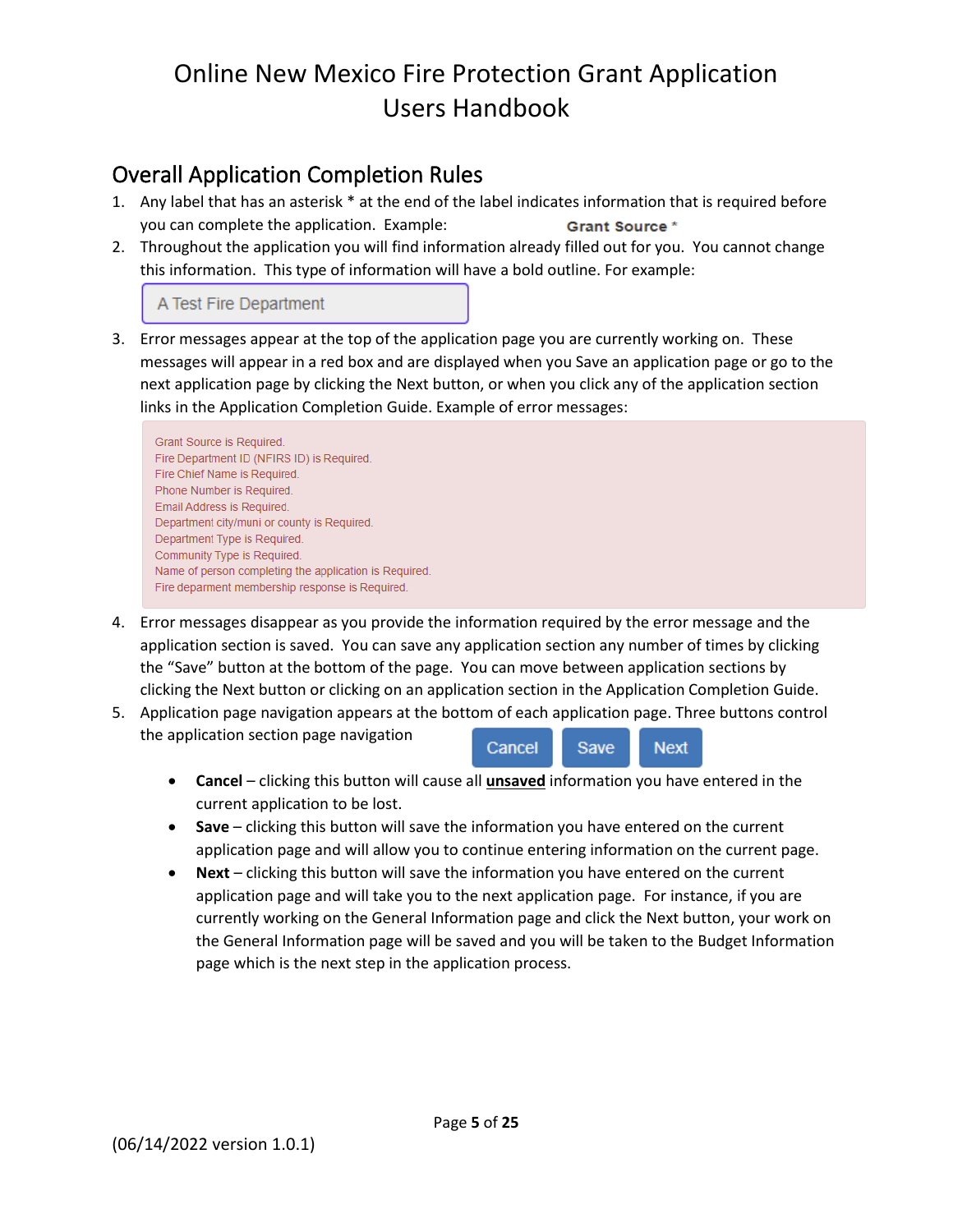# Online New Mexico Fire Protection Grant Application Users Handbook

## Overall Application Completion Rules

1. Any label that has an asterisk * at the end of the label indicates information that is required before you can complete the application. Example: **Grant Source ***
2. Throughout the application you will find information already filled out for you. You cannot change this information. This type of information will have a bold outline. For example:

   A Test Fire Department

3. Error messages appear at the top of the application page you are currently working on. These messages will appear in a red box and are displayed when you Save an application page or go to the next application page by clicking the Next button, or when you click any of the application section links in the Application Completion Guide. Example of error messages:

   Grant Source is Required.
   Fire Department ID (NFIRS ID) is Required.
   Fire Chief Name is Required.
   Phone Number is Required.
   Email Address is Required.
   Department city/muni or county is Required.
   Department Type is Required.
   Community Type is Required.
   Name of person completing the application is Required.
   Fire deparment membership response is Required.

4. Error messages disappear as you provide the information required by the error message and the application section is saved. You can save any application section any number of times by clicking the "Save" button at the bottom of the page. You can move between application sections by clicking the Next button or clicking on an application section in the Application Completion Guide.
5. Application page navigation appears at the bottom of each application page. Three buttons control the application section page navigation   Cancel   Save   Next

   - **Cancel** – clicking this button will cause all **unsaved** information you have entered in the current application to be lost.
   - **Save** – clicking this button will save the information you have entered on the current application page and will allow you to continue entering information on the current page.
   - **Next** – clicking this button will save the information you have entered on the current application page and will take you to the next application page. For instance, if you are currently working on the General Information page and click the Next button, your work on the General Information page will be saved and you will be taken to the Budget Information page which is the next step in the application process.

(06/14/2022 version 1.0.1)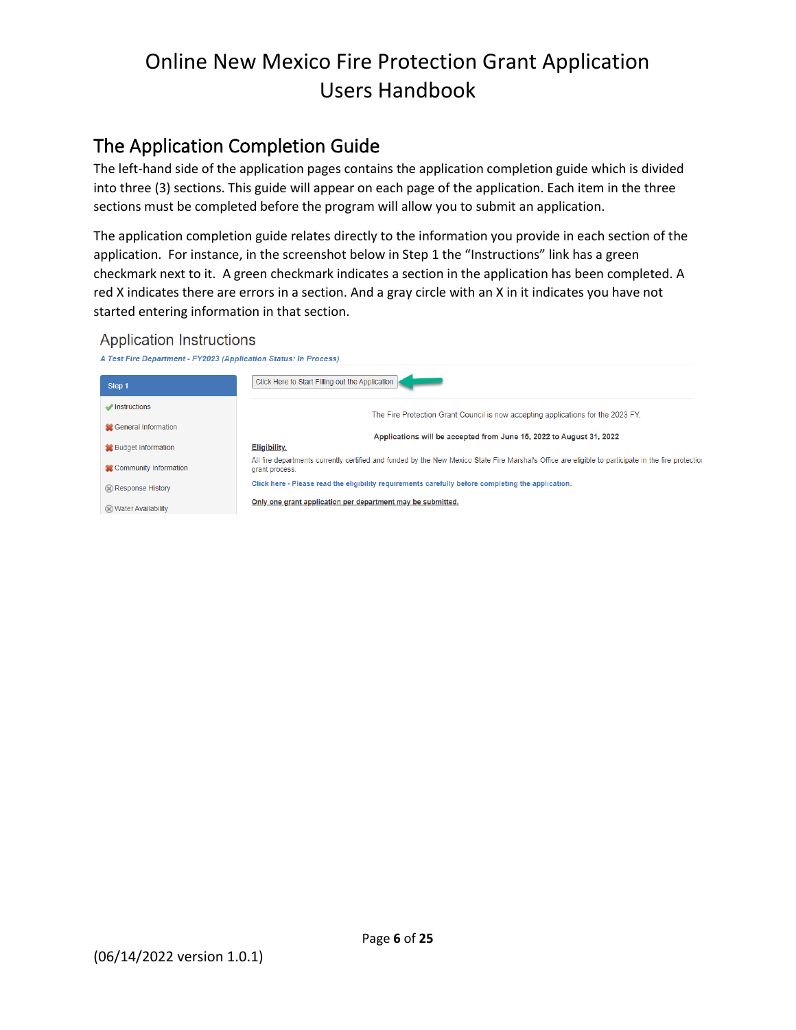# Online New Mexico Fire Protection Grant Application Users Handbook

## The Application Completion Guide

The left-hand side of the application pages contains the application completion guide which is divided into three (3) sections. This guide will appear on each page of the application. Each item in the three sections must be completed before the program will allow you to submit an application.

The application completion guide relates directly to the information you provide in each section of the application. For instance, in the screenshot below in Step 1 the "Instructions" link has a green checkmark next to it. A green checkmark indicates a section in the application has been completed. A red X indicates there are errors in a section. And a gray circle with an X in it indicates you have not started entering information in that section.

Application Instructions

*A Test Fire Department - FY2023 (Application Status: In Process)*

Step 1

- Instructions
- General Information
- Budget Information
- Community Information
- Response History
- Water Availability

Click Here to Start Filling out the Application

The Fire Protection Grant Council is now accepting applications for the 2023 FY.

**Applications will be accepted from June 15, 2022 to August 31, 2022**

**Eligibility.**

All fire departments currently certified and funded by the New Mexico State Fire Marshal's Office are eligible to participate in the fire protection grant process.

**Click here - Please read the eligibility requirements carefully before completing the application.**

**Only one grant application per department may be submitted.**

(06/14/2022 version 1.0.1)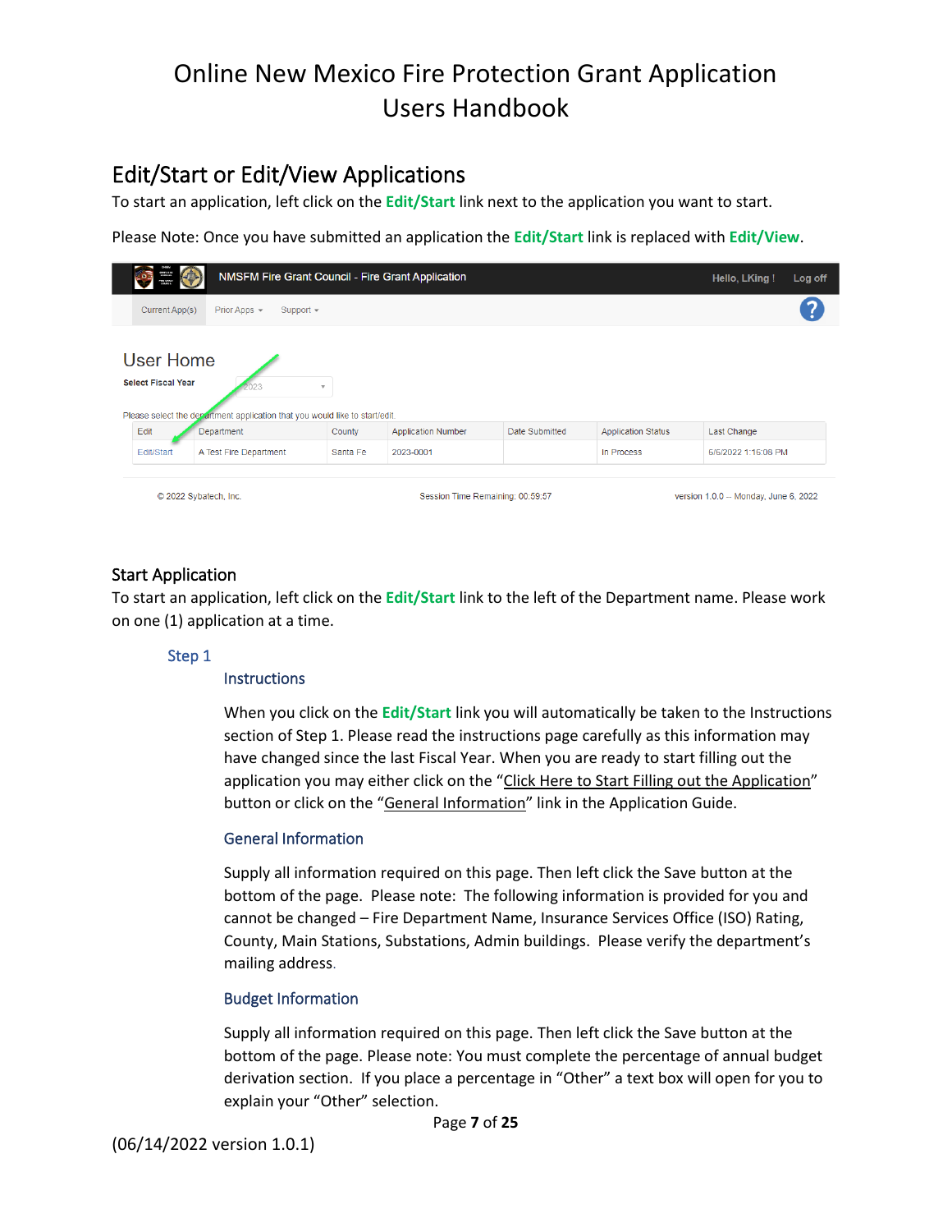# Online New Mexico Fire Protection Grant Application Users Handbook

## Edit/Start or Edit/View Applications

To start an application, left click on the **Edit/Start** link next to the application you want to start.

Please Note: Once you have submitted an application the **Edit/Start** link is replaced with **Edit/View**.

NMSFM Fire Grant Council - Fire Grant Application    Hello, LKing ! Log off

Current App(s)   Prior Apps ▾   Support ▾

User Home

Select Fiscal Year: 2023

Please select the department application that you would like to start/edit.

| Edit | Department | County | Application Number | Date Submitted | Application Status | Last Change |
|---|---|---|---|---|---|---|
| Edit/Start | A Test Fire Department | Santa Fe | 2023-0001 | | In Process | 6/6/2022 1:15:08 PM |

© 2022 Sybatech, Inc.   Session Time Remaining: 00:59:57   version 1.0.0 -- Monday, June 6, 2022

### Start Application

To start an application, left click on the **Edit/Start** link to the left of the Department name. Please work on one (1) application at a time.

#### Step 1

##### Instructions

When you click on the **Edit/Start** link you will automatically be taken to the Instructions section of Step 1. Please read the instructions page carefully as this information may have changed since the last Fiscal Year. When you are ready to start filling out the application you may either click on the "Click Here to Start Filling out the Application" button or click on the "General Information" link in the Application Guide.

##### General Information

Supply all information required on this page. Then left click the Save button at the bottom of the page. Please note: The following information is provided for you and cannot be changed – Fire Department Name, Insurance Services Office (ISO) Rating, County, Main Stations, Substations, Admin buildings. Please verify the department's mailing address.

##### Budget Information

Supply all information required on this page. Then left click the Save button at the bottom of the page. Please note: You must complete the percentage of annual budget derivation section. If you place a percentage in "Other" a text box will open for you to explain your "Other" selection.

(06/14/2022 version 1.0.1)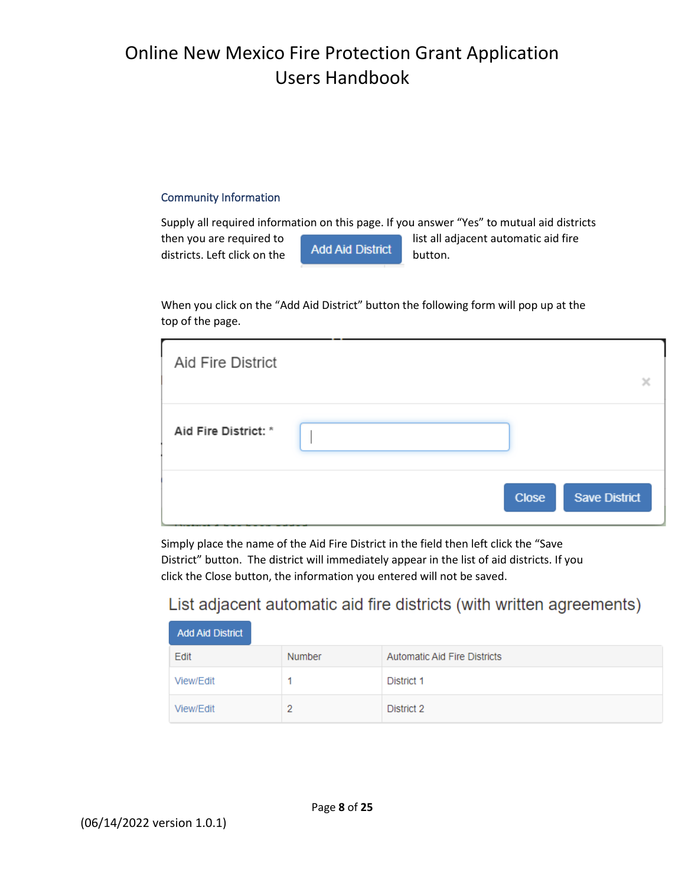## Community Information

Supply all required information on this page. If you answer "Yes" to mutual aid districts then you are required to list all adjacent automatic aid fire districts. Left click on the **Add Aid District** button.

When you click on the "Add Aid District" button the following form will pop up at the top of the page.

**Aid Fire District**

Aid Fire District: *

Close | Save District

Simply place the name of the Aid Fire District in the field then left click the "Save District" button. The district will immediately appear in the list of aid districts. If you click the Close button, the information you entered will not be saved.

### List adjacent automatic aid fire districts (with written agreements)

Add Aid District

| Edit | Number | Automatic Aid Fire Districts |
|---|---|---|
| View/Edit | 1 | District 1 |
| View/Edit | 2 | District 2 |

(06/14/2022 version 1.0.1)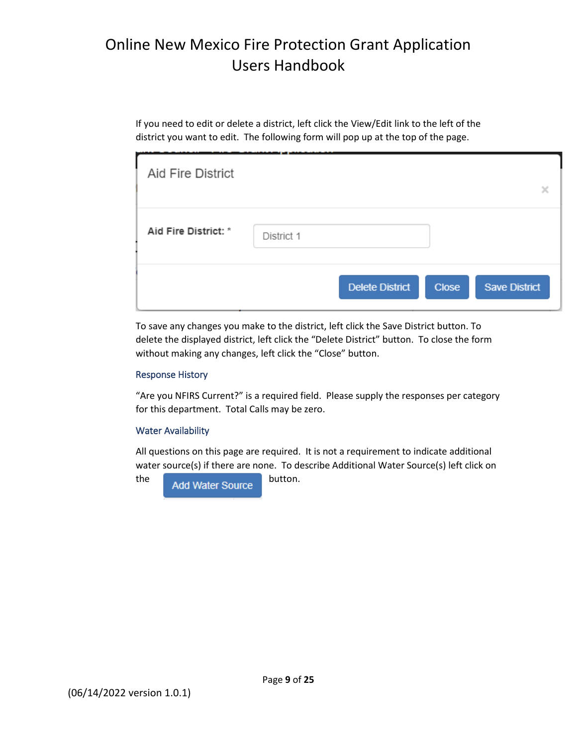If you need to edit or delete a district, left click the View/Edit link to the left of the district you want to edit. The following form will pop up at the top of the page.

Aid Fire District

Aid Fire District: * District 1

Delete District Close Save District

To save any changes you make to the district, left click the Save District button. To delete the displayed district, left click the "Delete District" button. To close the form without making any changes, left click the "Close" button.

### Response History

"Are you NFIRS Current?" is a required field. Please supply the responses per category for this department. Total Calls may be zero.

### Water Availability

All questions on this page are required. It is not a requirement to indicate additional water source(s) if there are none. To describe Additional Water Source(s) left click on the Add Water Source button.

(06/14/2022 version 1.0.1)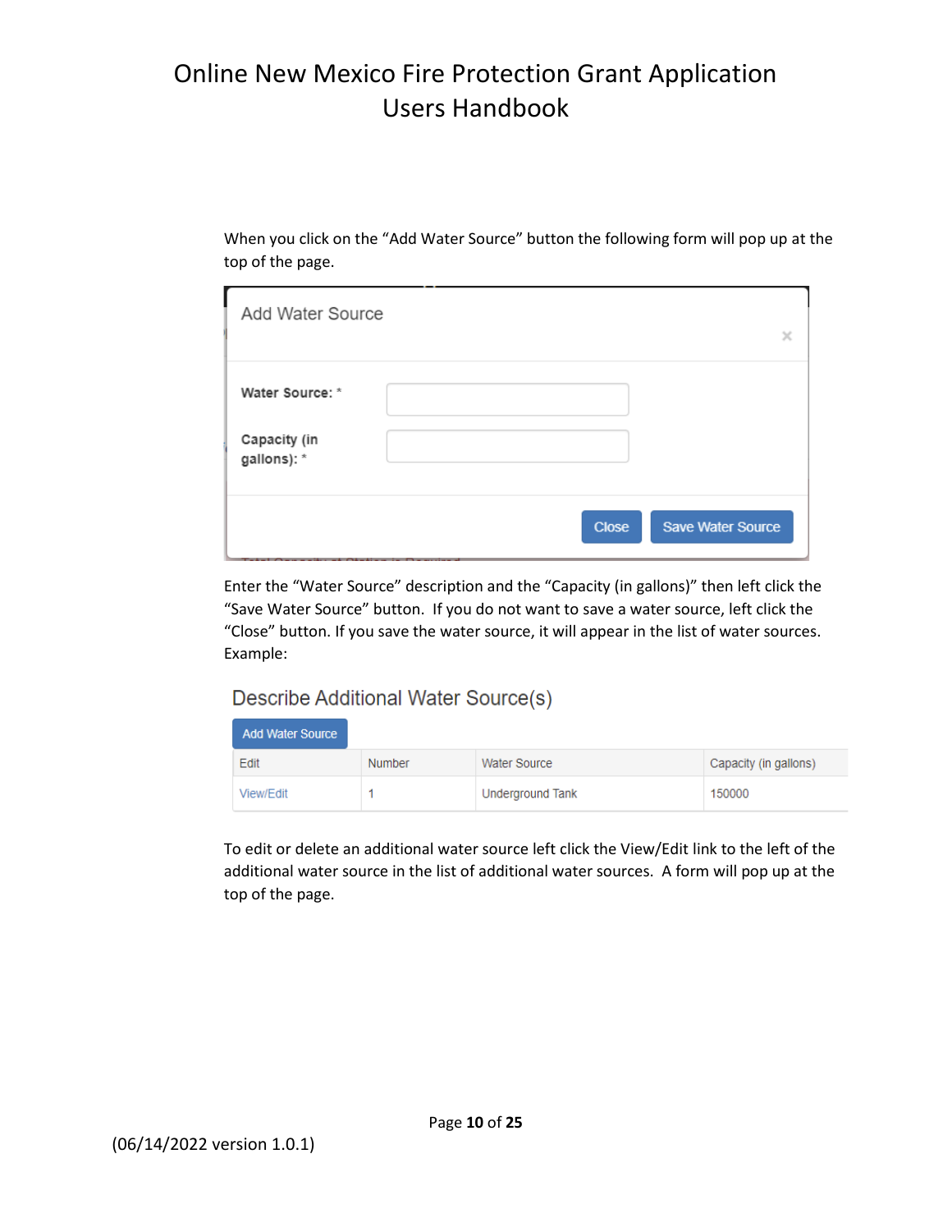When you click on the "Add Water Source" button the following form will pop up at the top of the page.

**Add Water Source**

Water Source: *

Capacity (in gallons): *

Close | Save Water Source

Enter the "Water Source" description and the "Capacity (in gallons)" then left click the "Save Water Source" button. If you do not want to save a water source, left click the "Close" button. If you save the water source, it will appear in the list of water sources. Example:

**Describe Additional Water Source(s)**

Add Water Source

| Edit | Number | Water Source | Capacity (in gallons) |
|---|---|---|---|
| View/Edit | 1 | Underground Tank | 150000 |

To edit or delete an additional water source left click the View/Edit link to the left of the additional water source in the list of additional water sources. A form will pop up at the top of the page.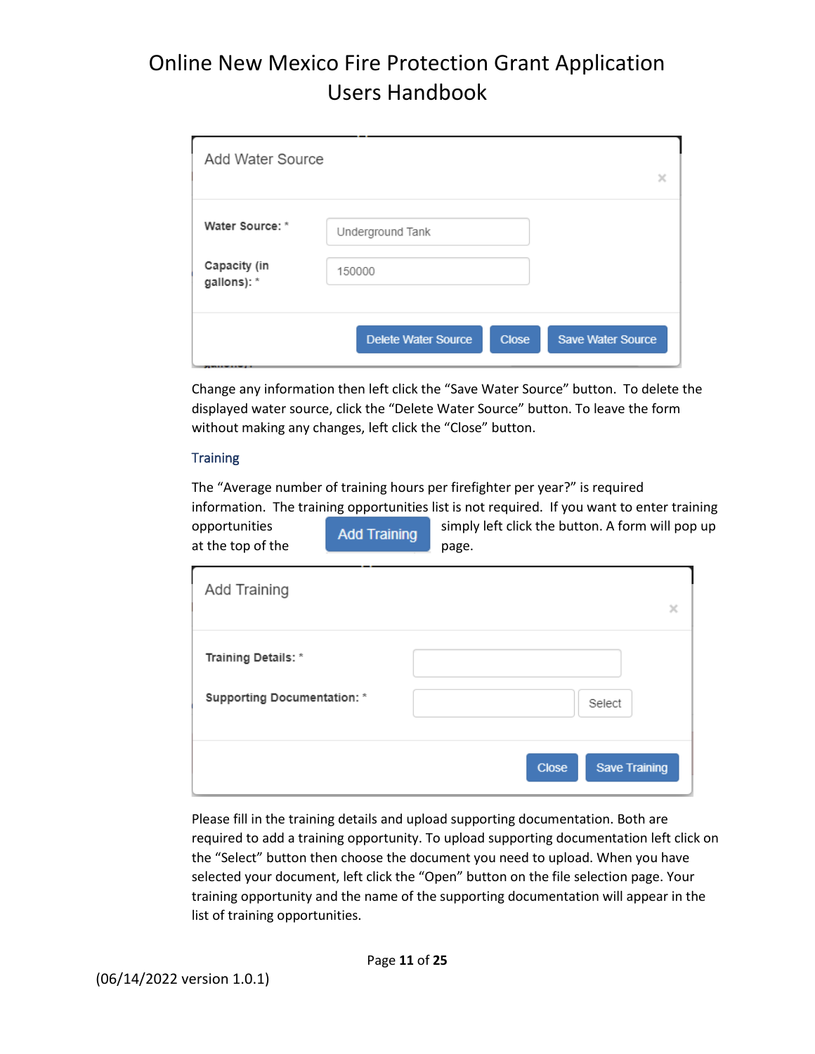Add Water Source

**Water Source:** * Underground Tank

**Capacity (in gallons):** * 150000

Delete Water Source | Close | Save Water Source

Change any information then left click the "Save Water Source" button. To delete the displayed water source, click the "Delete Water Source" button. To leave the form without making any changes, left click the "Close" button.

### Training

The "Average number of training hours per firefighter per year?" is required information. The training opportunities list is not required. If you want to enter training opportunities **Add Training** simply left click the button. A form will pop up at the top of the page.

Add Training

**Training Details:** *

**Supporting Documentation:** * Select

Close | Save Training

Please fill in the training details and upload supporting documentation. Both are required to add a training opportunity. To upload supporting documentation left click on the "Select" button then choose the document you need to upload. When you have selected your document, left click the "Open" button on the file selection page. Your training opportunity and the name of the supporting documentation will appear in the list of training opportunities.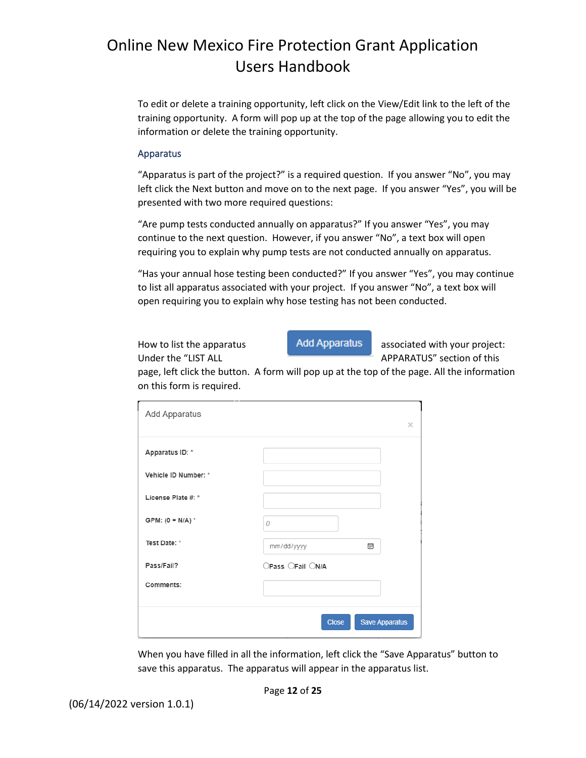To edit or delete a training opportunity, left click on the View/Edit link to the left of the training opportunity. A form will pop up at the top of the page allowing you to edit the information or delete the training opportunity.

## Apparatus

"Apparatus is part of the project?" is a required question. If you answer "No", you may left click the Next button and move on to the next page. If you answer "Yes", you will be presented with two more required questions:

"Are pump tests conducted annually on apparatus?" If you answer "Yes", you may continue to the next question. However, if you answer "No", a text box will open requiring you to explain why pump tests are not conducted annually on apparatus.

"Has your annual hose testing been conducted?" If you answer "Yes", you may continue to list all apparatus associated with your project. If you answer "No", a text box will open requiring you to explain why hose testing has not been conducted.

How to list the apparatus associated with your project: Under the "LIST ALL APPARATUS" section of this page, left click the **Add Apparatus** button. A form will pop up at the top of the page. All the information on this form is required.

**Add Apparatus**

| Field | Input |
| --- | --- |
| Apparatus ID: * | |
| Vehicle ID Number: * | |
| License Plate #: * | |
| GPM: (0 = N/A) * | 0 |
| Test Date: * | mm/dd/yyyy |
| Pass/Fail? | ○Pass ○Fail ○N/A |
| Comments: | |

[Close] [Save Apparatus]

When you have filled in all the information, left click the "Save Apparatus" button to save this apparatus. The apparatus will appear in the apparatus list.

(06/14/2022 version 1.0.1)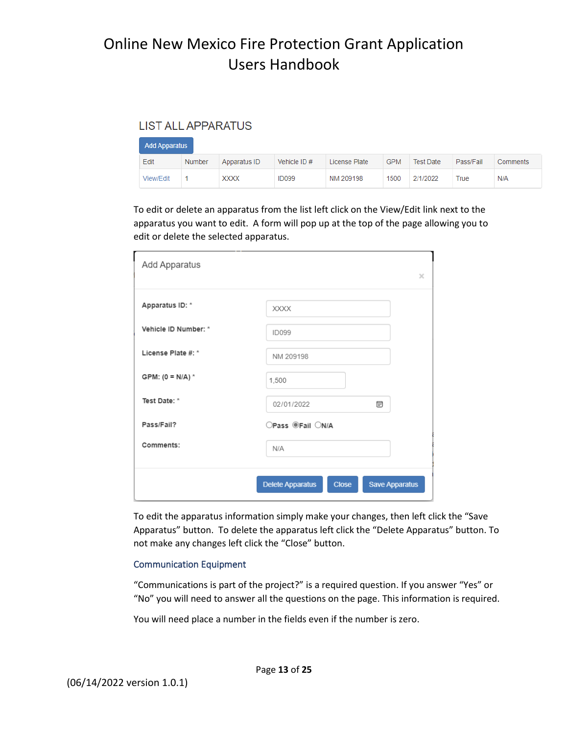LIST ALL APPARATUS

Add Apparatus

| Edit | Number | Apparatus ID | Vehicle ID # | License Plate | GPM | Test Date | Pass/Fail | Comments |
| --- | --- | --- | --- | --- | --- | --- | --- | --- |
| View/Edit | 1 | XXXX | ID099 | NM 209198 | 1500 | 2/1/2022 | True | N/A |

To edit or delete an apparatus from the list left click on the View/Edit link next to the apparatus you want to edit. A form will pop up at the top of the page allowing you to edit or delete the selected apparatus.

Add Apparatus

Apparatus ID: * XXXX

Vehicle ID Number: * ID099

License Plate #: * NM 209198

GPM: (0 = N/A) * 1,500

Test Date: * 02/01/2022

Pass/Fail? ○Pass ◉Fail ○N/A

Comments: N/A

Delete Apparatus | Close | Save Apparatus

To edit the apparatus information simply make your changes, then left click the "Save Apparatus" button. To delete the apparatus left click the "Delete Apparatus" button. To not make any changes left click the "Close" button.

### Communication Equipment

"Communications is part of the project?" is a required question. If you answer "Yes" or "No" you will need to answer all the questions on the page. This information is required.

You will need place a number in the fields even if the number is zero.

(06/14/2022 version 1.0.1)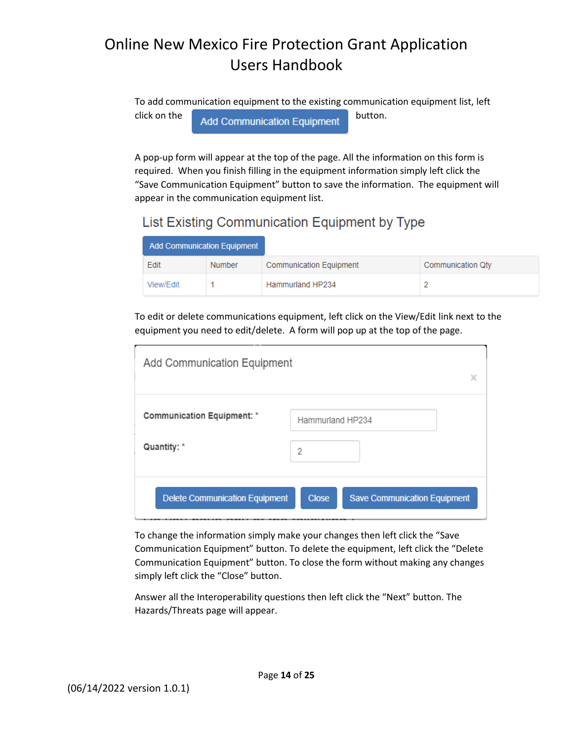To add communication equipment to the existing communication equipment list, left click on the **Add Communication Equipment** button.

A pop-up form will appear at the top of the page. All the information on this form is required. When you finish filling in the equipment information simply left click the "Save Communication Equipment" button to save the information. The equipment will appear in the communication equipment list.

## List Existing Communication Equipment by Type

**Add Communication Equipment**

| Edit | Number | Communication Equipment | Communication Qty |
| --- | --- | --- | --- |
| View/Edit | 1 | Hammurland HP234 | 2 |

To edit or delete communications equipment, left click on the View/Edit link next to the equipment you need to edit/delete. A form will pop up at the top of the page.

### Add Communication Equipment

×

**Communication Equipment:** * Hammurland HP234

**Quantity:** * 2

**Delete Communication Equipment** **Close** **Save Communication Equipment**

To change the information simply make your changes then left click the "Save Communication Equipment" button. To delete the equipment, left click the "Delete Communication Equipment" button. To close the form without making any changes simply left click the "Close" button.

Answer all the Interoperability questions then left click the "Next" button. The Hazards/Threats page will appear.

(06/14/2022 version 1.0.1)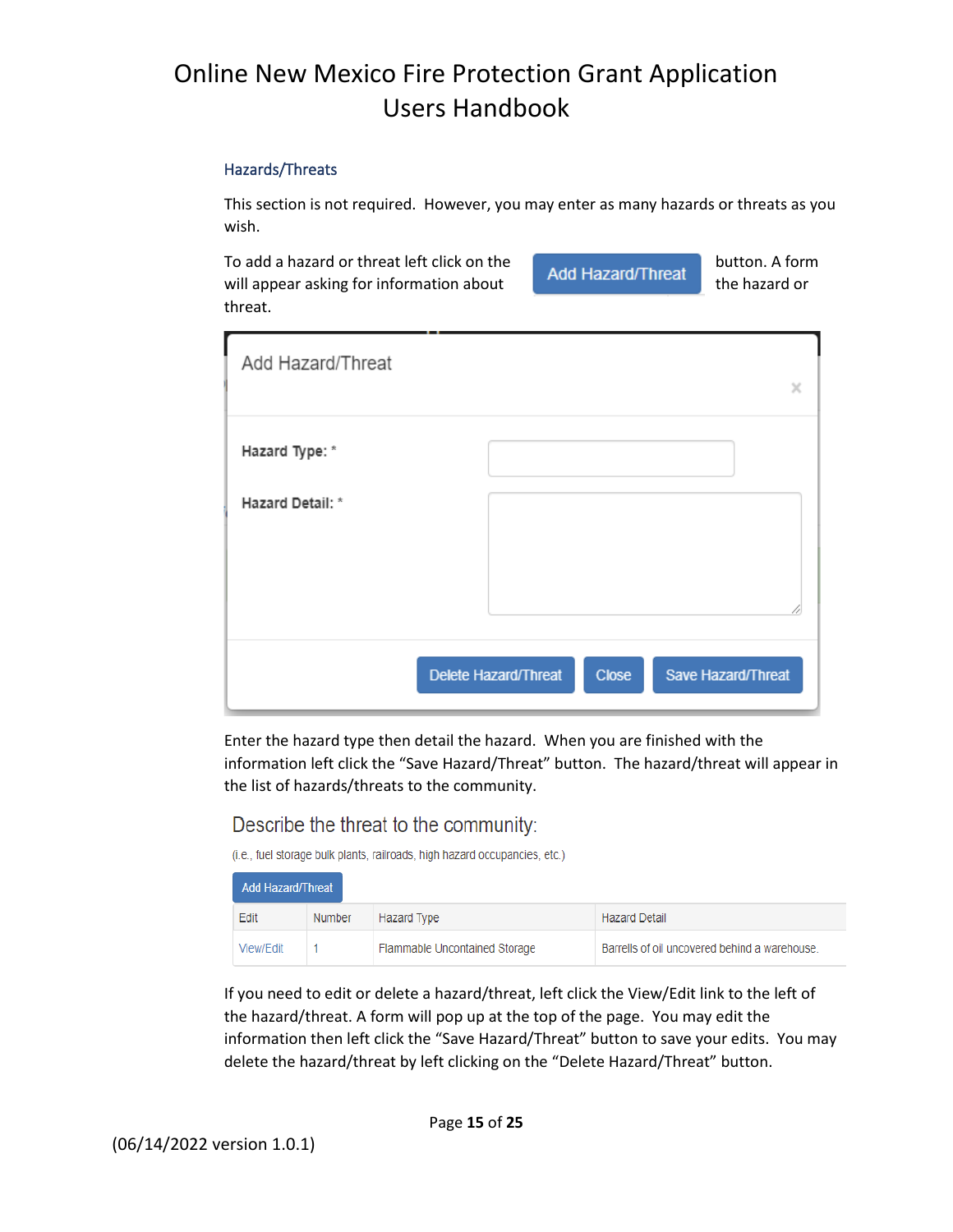### Hazards/Threats

This section is not required. However, you may enter as many hazards or threats as you wish.

To add a hazard or threat left click on the **Add Hazard/Threat** button. A form will appear asking for information about the hazard or threat.

**Add Hazard/Threat**

**Hazard Type:** *

**Hazard Detail:** *

Delete Hazard/Threat | Close | Save Hazard/Threat

Enter the hazard type then detail the hazard. When you are finished with the information left click the "Save Hazard/Threat" button. The hazard/threat will appear in the list of hazards/threats to the community.

**Describe the threat to the community:**

(i.e., fuel storage bulk plants, railroads, high hazard occupancies, etc.)

Add Hazard/Threat

| Edit | Number | Hazard Type | Hazard Detail |
|---|---|---|---|
| View/Edit | 1 | Flammable Uncontained Storage | Barrells of oil uncovered behind a warehouse. |

If you need to edit or delete a hazard/threat, left click the View/Edit link to the left of the hazard/threat. A form will pop up at the top of the page. You may edit the information then left click the "Save Hazard/Threat" button to save your edits. You may delete the hazard/threat by left clicking on the "Delete Hazard/Threat" button.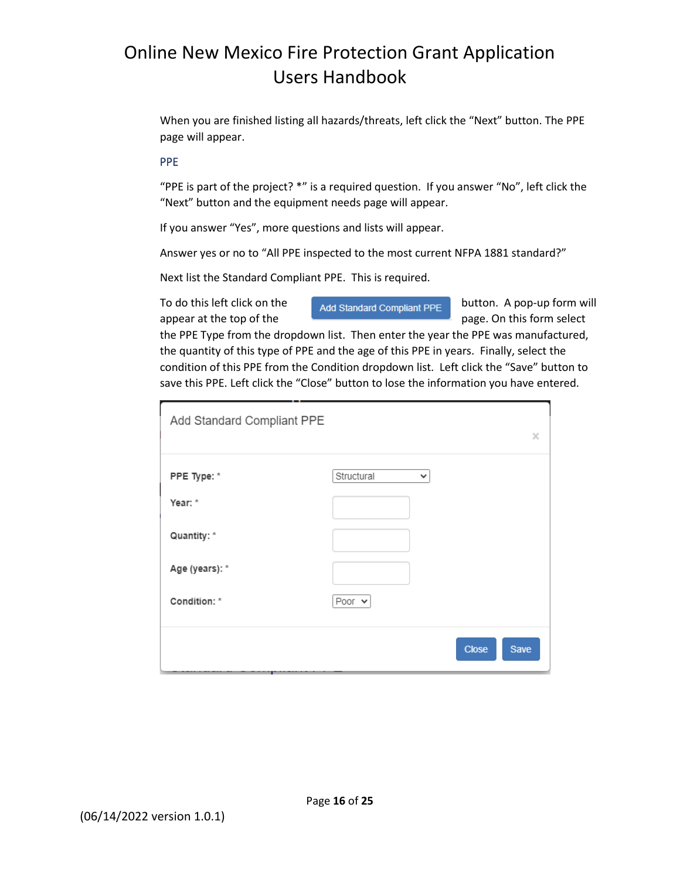When you are finished listing all hazards/threats, left click the "Next" button. The PPE page will appear.

## PPE

"PPE is part of the project? *" is a required question. If you answer "No", left click the "Next" button and the equipment needs page will appear.

If you answer "Yes", more questions and lists will appear.

Answer yes or no to "All PPE inspected to the most current NFPA 1881 standard?"

Next list the Standard Compliant PPE. This is required.

To do this left click on the **Add Standard Compliant PPE** button. A pop-up form will appear at the top of the page. On this form select the PPE Type from the dropdown list. Then enter the year the PPE was manufactured, the quantity of this type of PPE and the age of this PPE in years. Finally, select the condition of this PPE from the Condition dropdown list. Left click the "Save" button to save this PPE. Left click the "Close" button to lose the information you have entered.

**Add Standard Compliant PPE**

- PPE Type: * [Structural]
- Year: *
- Quantity: *
- Age (years): *
- Condition: * [Poor]

[Close] [Save]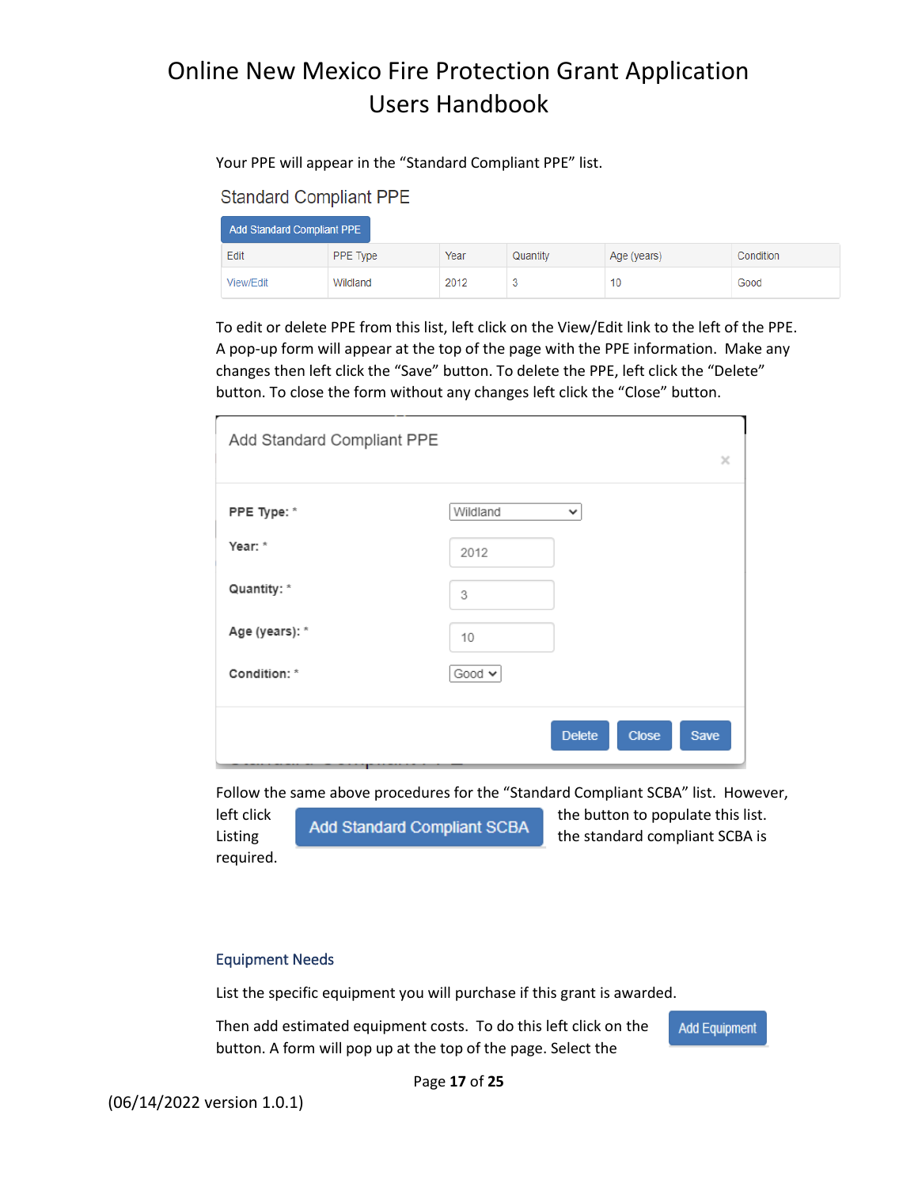Your PPE will appear in the “Standard Compliant PPE” list.

### Standard Compliant PPE

Add Standard Compliant PPE

| Edit | PPE Type | Year | Quantity | Age (years) | Condition |
|---|---|---|---|---|---|
| View/Edit | Wildland | 2012 | 3 | 10 | Good |

To edit or delete PPE from this list, left click on the View/Edit link to the left of the PPE. A pop-up form will appear at the top of the page with the PPE information. Make any changes then left click the “Save” button. To delete the PPE, left click the “Delete” button. To close the form without any changes left click the “Close” button.

**Add Standard Compliant PPE**

- **PPE Type:** * Wildland
- **Year:** * 2012
- **Quantity:** * 3
- **Age (years):** * 10
- **Condition:** * Good

Delete | Close | Save

Follow the same above procedures for the “Standard Compliant SCBA” list. However, left click the **Add Standard Compliant SCBA** button to populate this list. Listing the standard compliant SCBA is required.

## Equipment Needs

List the specific equipment you will purchase if this grant is awarded.

Then add estimated equipment costs. To do this left click on the **Add Equipment** button. A form will pop up at the top of the page. Select the

(06/14/2022 version 1.0.1)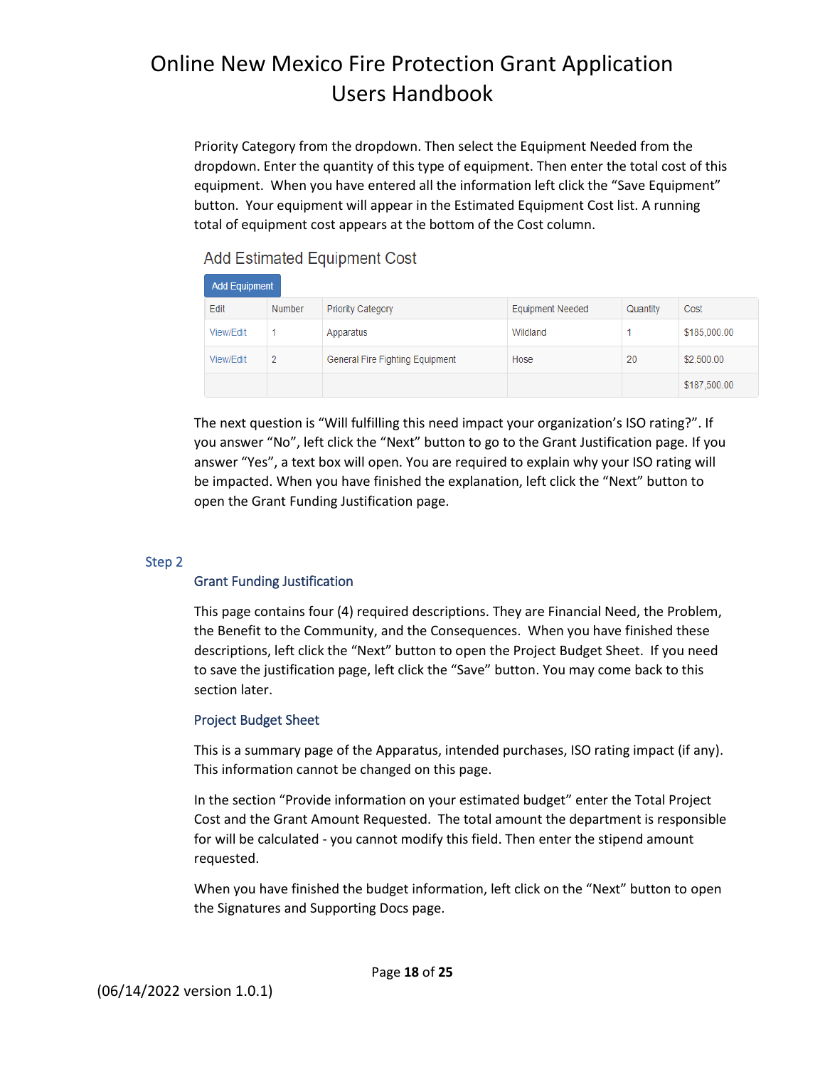Priority Category from the dropdown. Then select the Equipment Needed from the dropdown. Enter the quantity of this type of equipment. Then enter the total cost of this equipment. When you have entered all the information left click the "Save Equipment" button. Your equipment will appear in the Estimated Equipment Cost list. A running total of equipment cost appears at the bottom of the Cost column.

Add Estimated Equipment Cost

Add Equipment

| Edit | Number | Priority Category | Equipment Needed | Quantity | Cost |
|---|---|---|---|---|---|
| View/Edit | 1 | Apparatus | Wildland | 1 | $185,000.00 |
| View/Edit | 2 | General Fire Fighting Equipment | Hose | 20 | $2,500.00 |
| | | | | | $187,500.00 |

The next question is "Will fulfilling this need impact your organization's ISO rating?". If you answer "No", left click the "Next" button to go to the Grant Justification page. If you answer "Yes", a text box will open. You are required to explain why your ISO rating will be impacted. When you have finished the explanation, left click the "Next" button to open the Grant Funding Justification page.

## Step 2

### Grant Funding Justification

This page contains four (4) required descriptions. They are Financial Need, the Problem, the Benefit to the Community, and the Consequences. When you have finished these descriptions, left click the "Next" button to open the Project Budget Sheet. If you need to save the justification page, left click the "Save" button. You may come back to this section later.

### Project Budget Sheet

This is a summary page of the Apparatus, intended purchases, ISO rating impact (if any). This information cannot be changed on this page.

In the section "Provide information on your estimated budget" enter the Total Project Cost and the Grant Amount Requested. The total amount the department is responsible for will be calculated - you cannot modify this field. Then enter the stipend amount requested.

When you have finished the budget information, left click on the "Next" button to open the Signatures and Supporting Docs page.

(06/14/2022 version 1.0.1)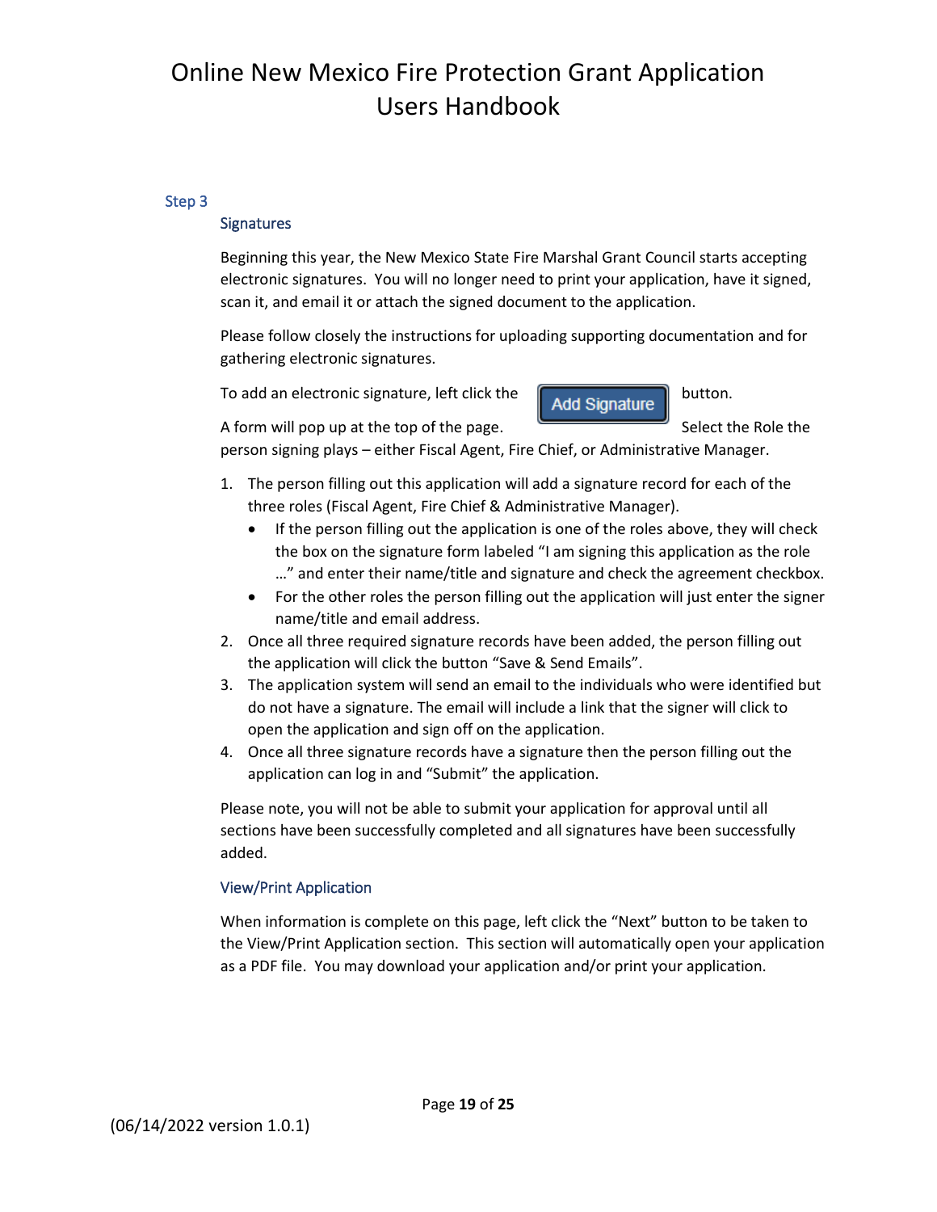# Online New Mexico Fire Protection Grant Application Users Handbook

## Step 3

### Signatures

Beginning this year, the New Mexico State Fire Marshal Grant Council starts accepting electronic signatures. You will no longer need to print your application, have it signed, scan it, and email it or attach the signed document to the application.

Please follow closely the instructions for uploading supporting documentation and for gathering electronic signatures.

To add an electronic signature, left click the Add Signature button. A form will pop up at the top of the page. Select the Role the person signing plays – either Fiscal Agent, Fire Chief, or Administrative Manager.

1. The person filling out this application will add a signature record for each of the three roles (Fiscal Agent, Fire Chief & Administrative Manager).
   - If the person filling out the application is one of the roles above, they will check the box on the signature form labeled "I am signing this application as the role …" and enter their name/title and signature and check the agreement checkbox.
   - For the other roles the person filling out the application will just enter the signer name/title and email address.
2. Once all three required signature records have been added, the person filling out the application will click the button "Save & Send Emails".
3. The application system will send an email to the individuals who were identified but do not have a signature. The email will include a link that the signer will click to open the application and sign off on the application.
4. Once all three signature records have a signature then the person filling out the application can log in and "Submit" the application.

Please note, you will not be able to submit your application for approval until all sections have been successfully completed and all signatures have been successfully added.

### View/Print Application

When information is complete on this page, left click the "Next" button to be taken to the View/Print Application section. This section will automatically open your application as a PDF file. You may download your application and/or print your application.

(06/14/2022 version 1.0.1)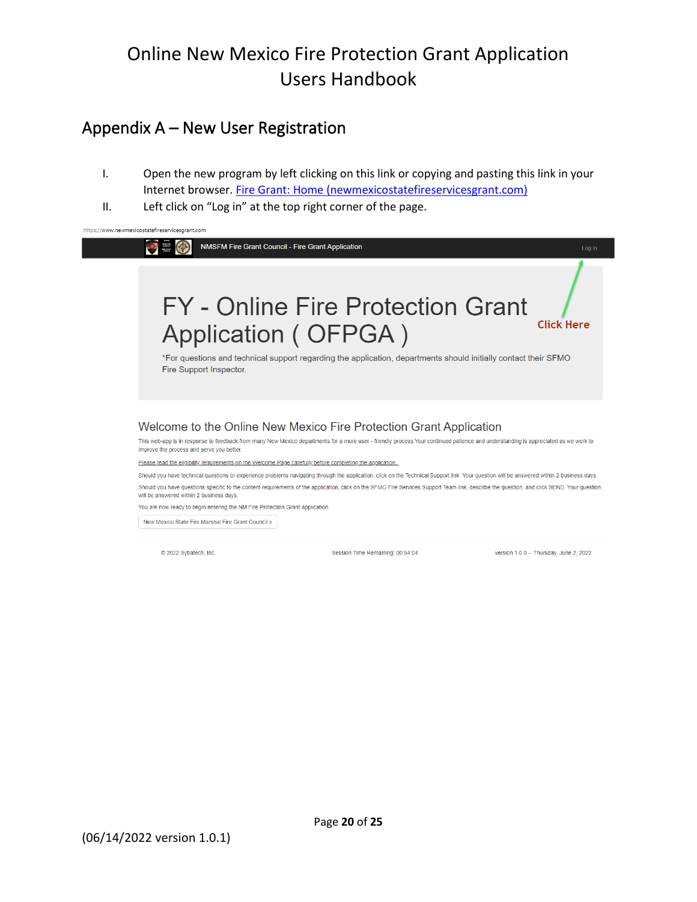# Online New Mexico Fire Protection Grant Application Users Handbook

## Appendix A – New User Registration

I. Open the new program by left clicking on this link or copying and pasting this link in your Internet browser. [Fire Grant: Home (newmexicostatefireservicesgrant.com)](https://www.newmexicostatefireservicesgrant.com)

II. Left click on "Log in" at the top right corner of the page.

https://www.newmexicostatefireservicesgrant.com

NMSFM Fire Grant Council - Fire Grant Application Log in

Click Here

FY - Online Fire Protection Grant Application ( OFPGA )

*For questions and technical support regarding the application, departments should initially contact their SFMO Fire Support Inspector.

Welcome to the Online New Mexico Fire Protection Grant Application

This web-app is in response to feedback from many New Mexico departments for a more user - friendly process.Your continued patience and understanding is appreciated as we work to improve the process and serve you better.

Please read the eligibility requirements on the Welcome Page carefully before completing the application.

Should you have technical questions or experience problems navigating through the application, click on the Technical Support link. Your question will be answered within 2 business days.

Should you have questions specific to the content requirements of the application, click on the SFMO Fire Services Support Team link, describe the question, and click SEND. Your question will be answered within 2 business days.

You are now ready to begin entering the NM Fire Protection Grant application.

New Mexico State Fire Marshal Fire Grant Council »

© 2022 Sybatech, Inc. Session Time Remaining: 00:54:04 version 1.0.0 -- Thursday, June 2, 2022

(06/14/2022 version 1.0.1)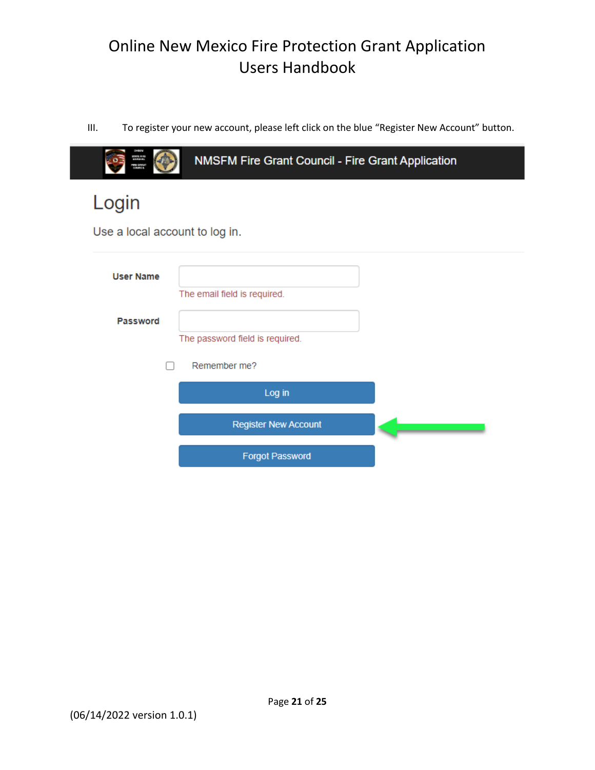III. To register your new account, please left click on the blue “Register New Account” button.

NMSFM Fire Grant Council - Fire Grant Application

# Login

Use a local account to log in.

User Name

The email field is required.

Password

The password field is required.

Remember me?

Log in

Register New Account

Forgot Password

(06/14/2022 version 1.0.1)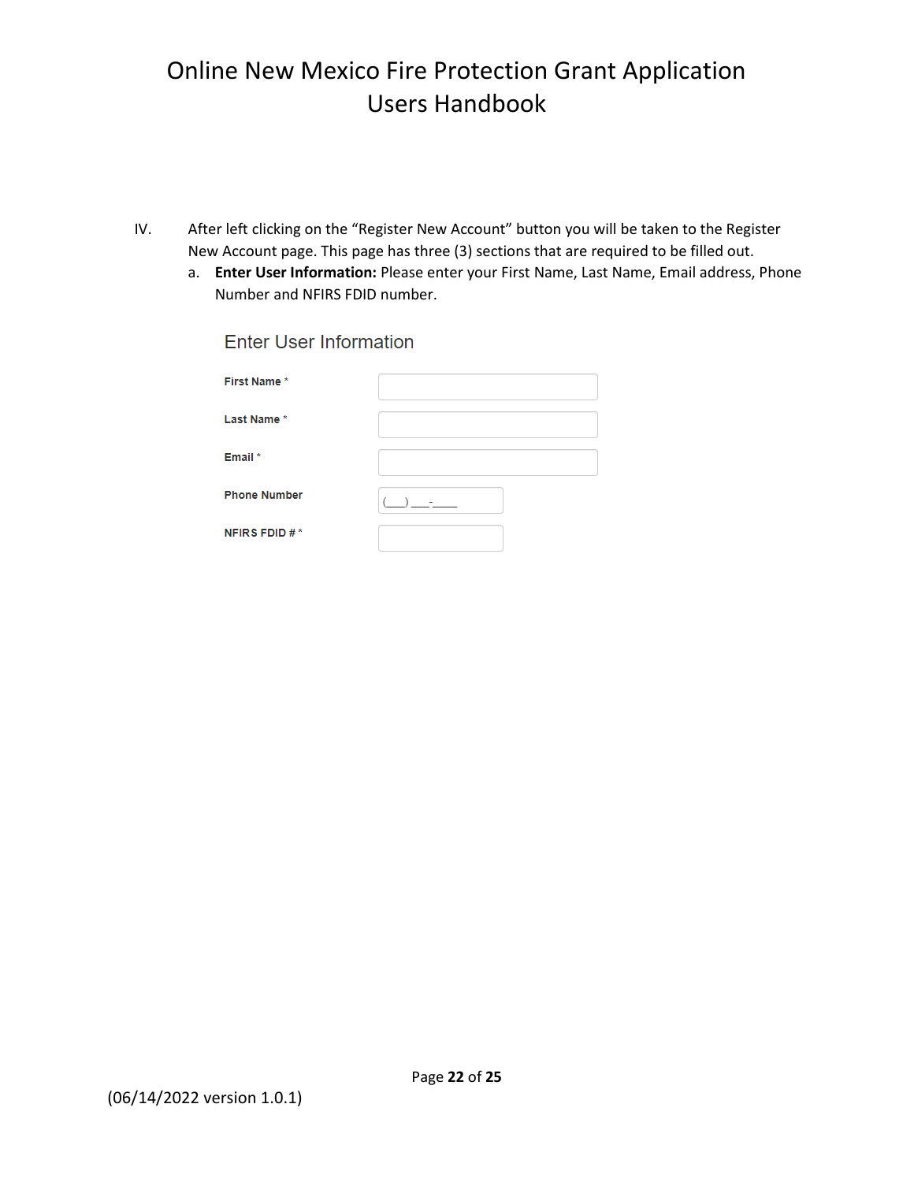IV. After left clicking on the “Register New Account” button you will be taken to the Register New Account page. This page has three (3) sections that are required to be filled out.

   a. **Enter User Information:** Please enter your First Name, Last Name, Email address, Phone Number and NFIRS FDID number.

### Enter User Information

| Field | Input |
|---|---|
| First Name * | |
| Last Name * | |
| Email * | |
| Phone Number | (___) ___-____ |
| NFIRS FDID # * | |

(06/14/2022 version 1.0.1)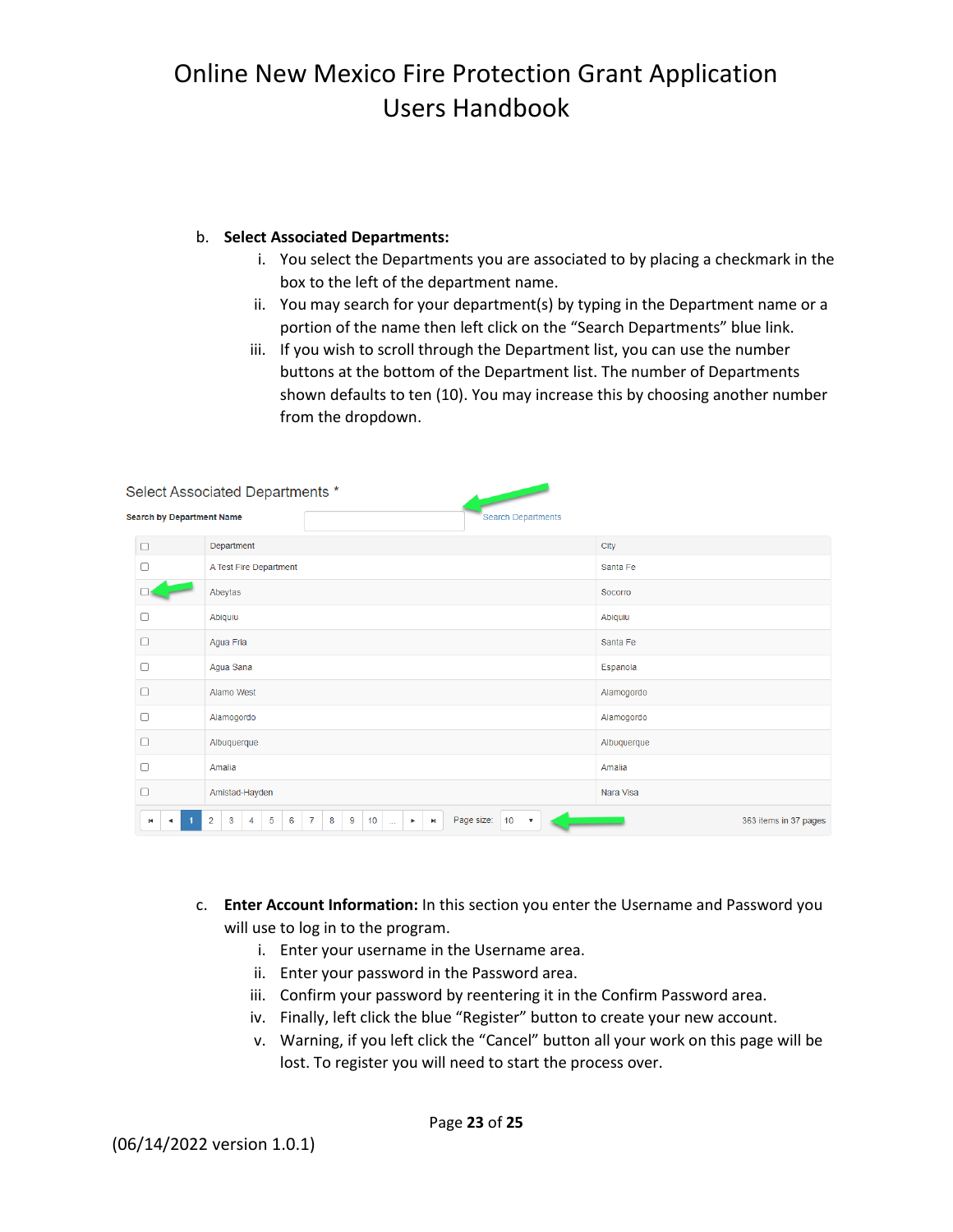b. **Select Associated Departments:**

   i. You select the Departments you are associated to by placing a checkmark in the box to the left of the department name.

   ii. You may search for your department(s) by typing in the Department name or a portion of the name then left click on the "Search Departments" blue link.

   iii. If you wish to scroll through the Department list, you can use the number buttons at the bottom of the Department list. The number of Departments shown defaults to ten (10). You may increase this by choosing another number from the dropdown.

Select Associated Departments *

Search by Department Name [          ] Search Departments

| ☐ | Department | City |
|---|---|---|
| ☐ | A Test Fire Department | Santa Fe |
| ☐ | Abeytas | Socorro |
| ☐ | Abiquiu | Abiquiu |
| ☐ | Agua Fria | Santa Fe |
| ☐ | Agua Sana | Espanola |
| ☐ | Alamo West | Alamogordo |
| ☐ | Alamogordo | Alamogordo |
| ☐ | Albuquerque | Albuquerque |
| ☐ | Amalia | Amalia |
| ☐ | Amistad-Hayden | Nara Visa |

1 2 3 4 5 6 7 8 9 10 ... Page size: 10 ▾ 363 items in 37 pages

c. **Enter Account Information:** In this section you enter the Username and Password you will use to log in to the program.

   i. Enter your username in the Username area.

   ii. Enter your password in the Password area.

   iii. Confirm your password by reentering it in the Confirm Password area.

   iv. Finally, left click the blue "Register" button to create your new account.

   v. Warning, if you left click the "Cancel" button all your work on this page will be lost. To register you will need to start the process over.

(06/14/2022 version 1.0.1)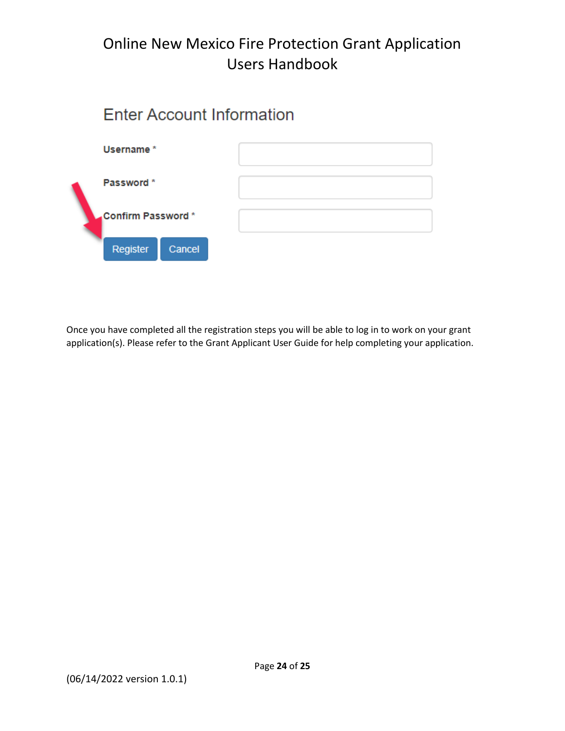## Enter Account Information

**Username** *

**Password** *

**Confirm Password** *

Register Cancel

Once you have completed all the registration steps you will be able to log in to work on your grant application(s). Please refer to the Grant Applicant User Guide for help completing your application.

(06/14/2022 version 1.0.1)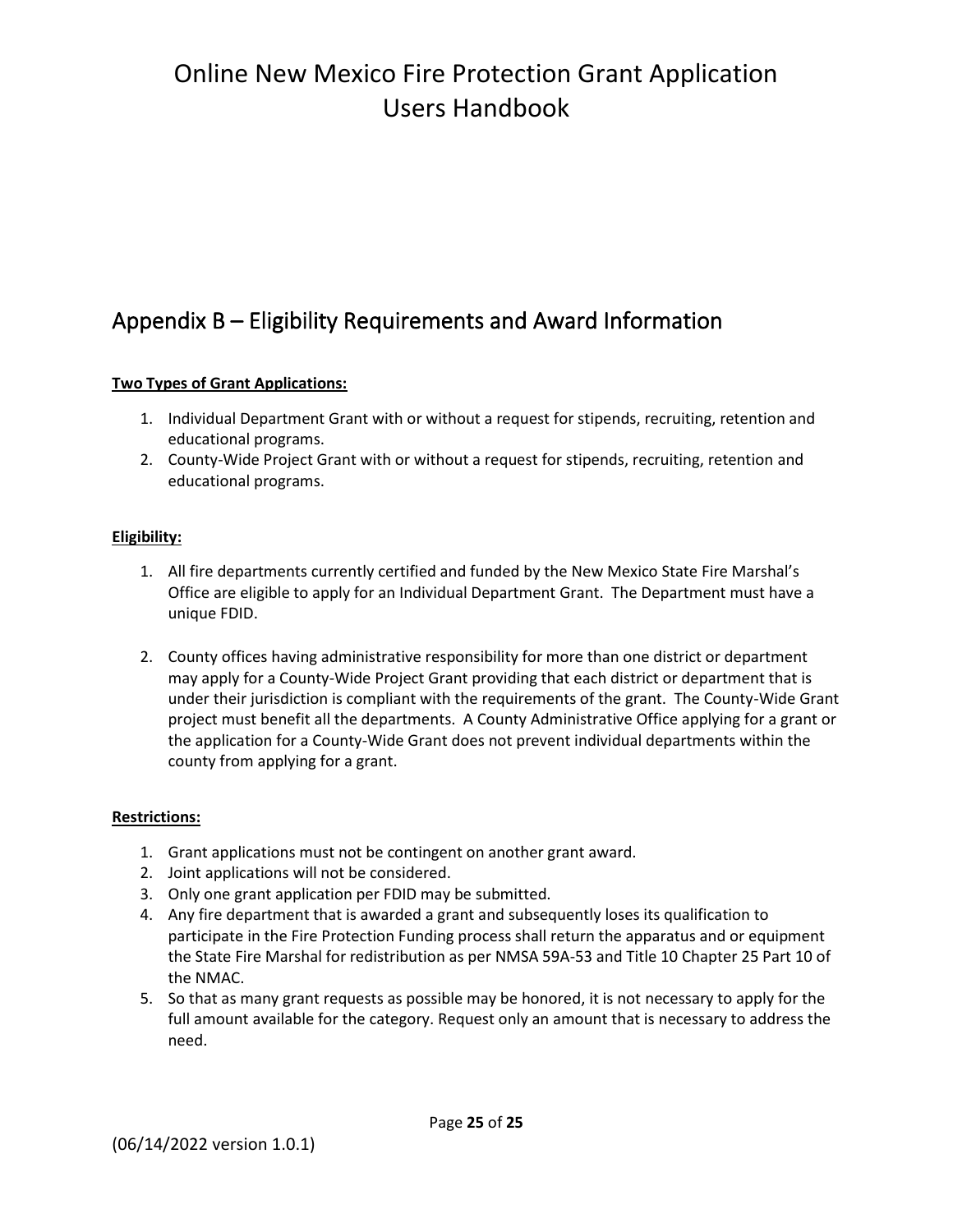## Appendix B – Eligibility Requirements and Award Information

**Two Types of Grant Applications:**

1. Individual Department Grant with or without a request for stipends, recruiting, retention and educational programs.
2. County-Wide Project Grant with or without a request for stipends, recruiting, retention and educational programs.

**Eligibility:**

1. All fire departments currently certified and funded by the New Mexico State Fire Marshal's Office are eligible to apply for an Individual Department Grant. The Department must have a unique FDID.

2. County offices having administrative responsibility for more than one district or department may apply for a County-Wide Project Grant providing that each district or department that is under their jurisdiction is compliant with the requirements of the grant. The County-Wide Grant project must benefit all the departments. A County Administrative Office applying for a grant or the application for a County-Wide Grant does not prevent individual departments within the county from applying for a grant.

**Restrictions:**

1. Grant applications must not be contingent on another grant award.
2. Joint applications will not be considered.
3. Only one grant application per FDID may be submitted.
4. Any fire department that is awarded a grant and subsequently loses its qualification to participate in the Fire Protection Funding process shall return the apparatus and or equipment the State Fire Marshal for redistribution as per NMSA 59A-53 and Title 10 Chapter 25 Part 10 of the NMAC.
5. So that as many grant requests as possible may be honored, it is not necessary to apply for the full amount available for the category. Request only an amount that is necessary to address the need.